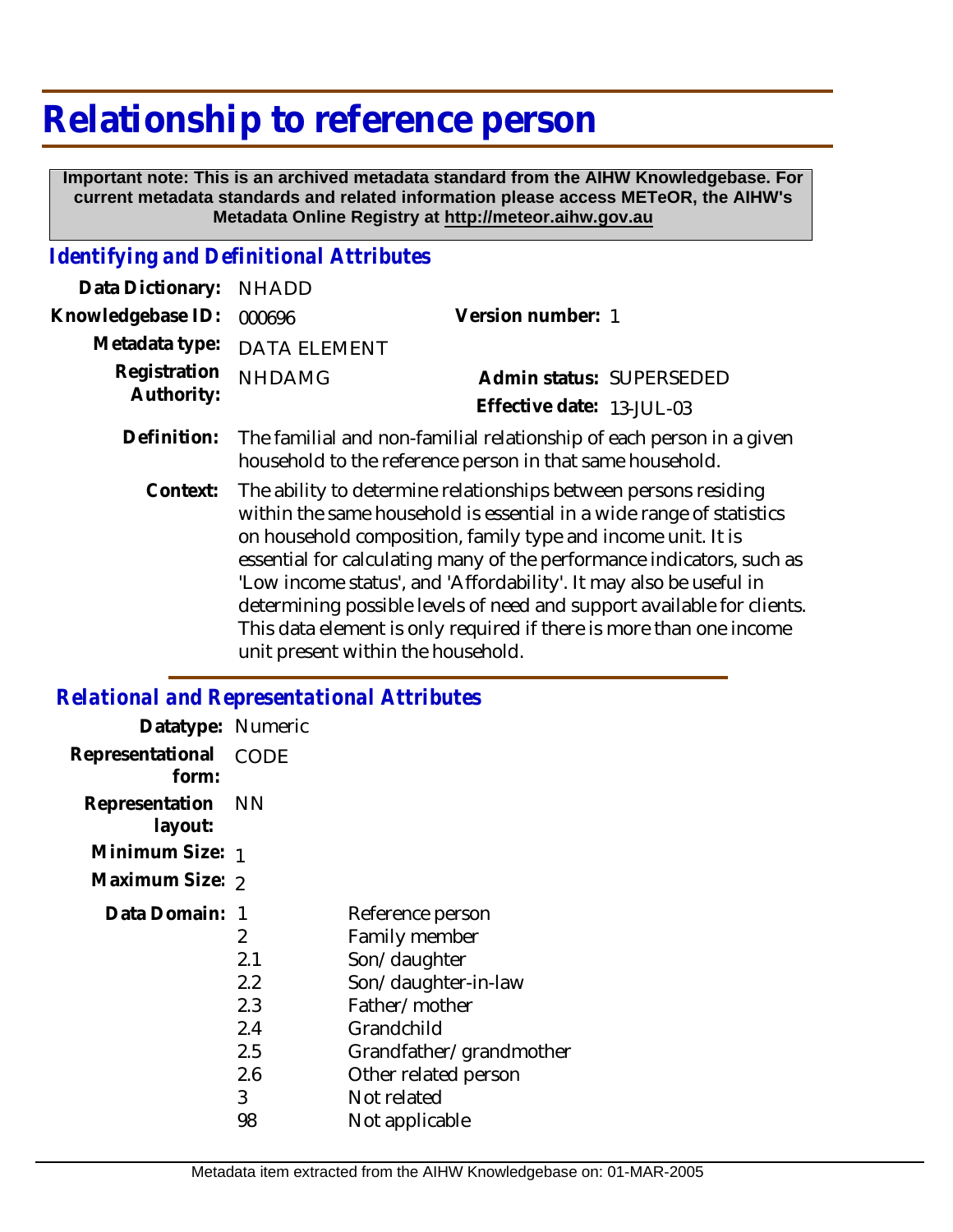# Relationship to reference person

**Important note: This is an archived metadata standard from the AIHW Knowledgebase. For current metadata standards and related information please access METeOR, the AIHW's Metadata Online Registry at http://meteor.aihw.gov.au**

## *Identifying and Definitional Attributes*

**Data Dictionary:** NHADD

**Knowledgebase ID:** 000696 **Version number:** 1

**Metadata type:** DATA ELEMENT

**Registration Authority:** NHDAMG **Admin status:** SUPERSEDED

**Effective date:** 13-JUL-03

**Definition:** The familial and non-familial relationship of each person in a given household to the reference person in that same household.

**Context:** The ability to determine relationships between persons residing within the same household is essential in a wide range of statistics on household composition, family type and income unit. It is essential for calculating many of the performance indicators, such as 'Low income status', and 'Affordability'. It may also be useful in determining possible levels of need and support available for clients. This data element is only required if there is more than one income unit present within the household.

## *Relational and Representational Attributes*

**Datatype:** Numeric

**Representational form:** CODE

**Representation layout:** NN

**Minimum Size:** 1

**Maximum Size:** 2

**Data Domain:**

| Code | Description |
|---|---|
| 1 | Reference person |
| 2 | Family member |
| 2.1 | Son/daughter |
| 2.2 | Son/daughter-in-law |
| 2.3 | Father/mother |
| 2.4 | Grandchild |
| 2.5 | Grandfather/grandmother |
| 2.6 | Other related person |
| 3 | Not related |
| 98 | Not applicable |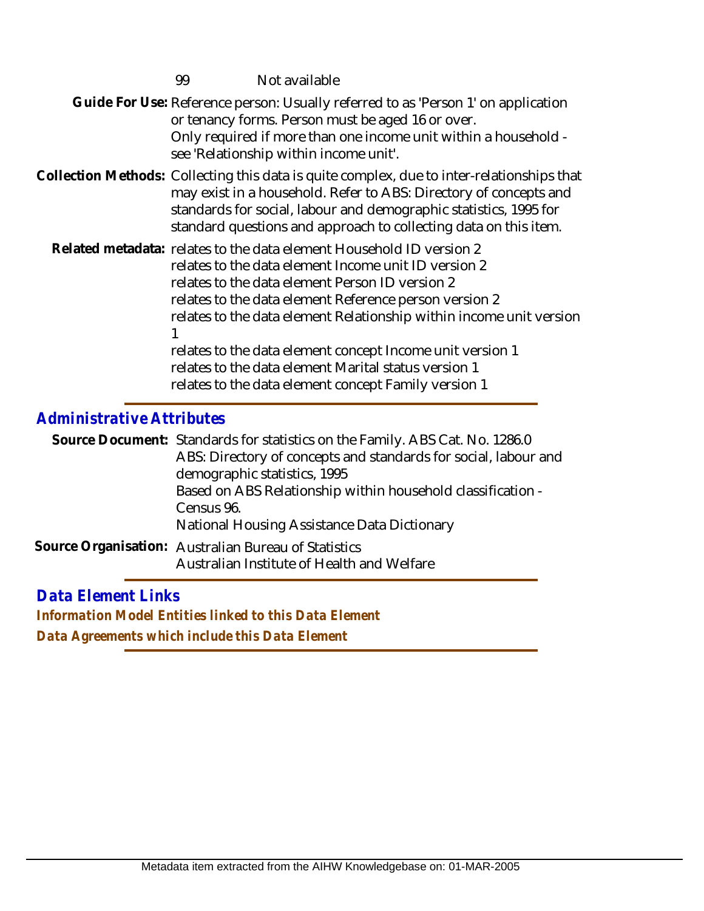99 Not available

**Guide For Use:** Reference person: Usually referred to as 'Person 1' on application or tenancy forms. Person must be aged 16 or over.
Only required if more than one income unit within a household - see 'Relationship within income unit'.

**Collection Methods:** Collecting this data is quite complex, due to inter-relationships that may exist in a household. Refer to ABS: Directory of concepts and standards for social, labour and demographic statistics, 1995 for standard questions and approach to collecting data on this item.

**Related metadata:** relates to the data element Household ID version 2
relates to the data element Income unit ID version 2
relates to the data element Person ID version 2
relates to the data element Reference person version 2
relates to the data element Relationship within income unit version 1
relates to the data element concept Income unit version 1
relates to the data element Marital status version 1
relates to the data element concept Family version 1

## Administrative Attributes

**Source Document:** Standards for statistics on the Family. ABS Cat. No. 1286.0
ABS: Directory of concepts and standards for social, labour and demographic statistics, 1995
Based on ABS Relationship within household classification - Census 96.
National Housing Assistance Data Dictionary

**Source Organisation:** Australian Bureau of Statistics
Australian Institute of Health and Welfare

## Data Element Links

***Information Model Entities linked to this Data Element***

***Data Agreements which include this Data Element***